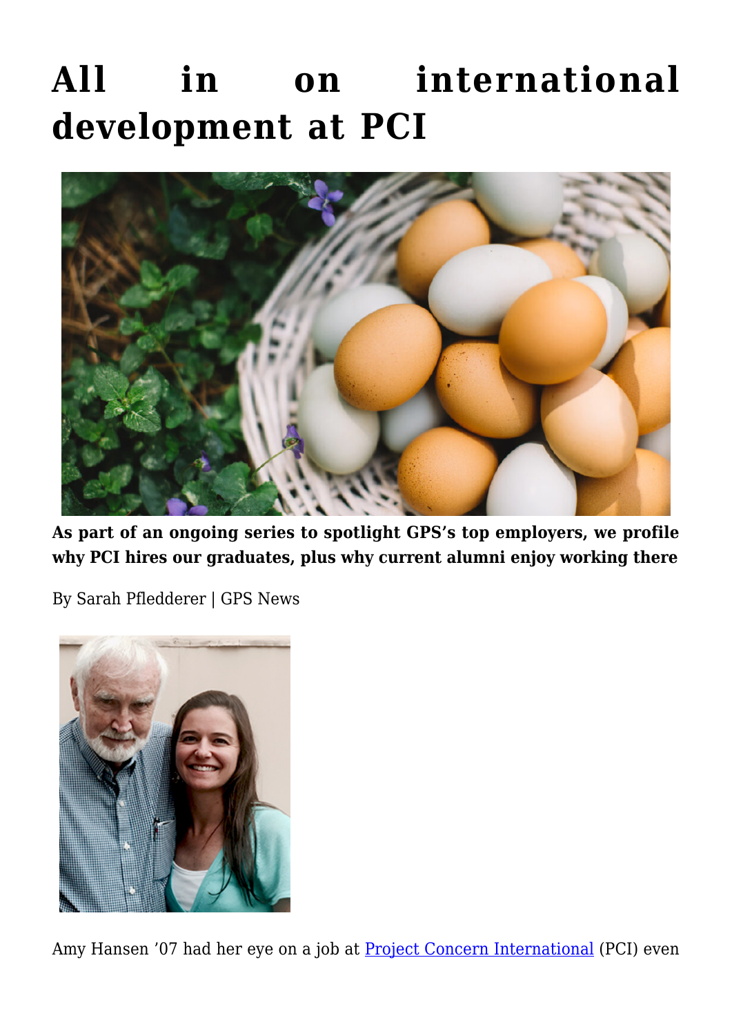# All in on international development at PCI

**As part of an ongoing series to spotlight GPS's top employers, we profile why PCI hires our graduates, plus why current alumni enjoy working there**

By Sarah Pfledderer | GPS News

Amy Hansen '07 had her eye on a job at [Project Concern International](Project Concern International) (PCI) even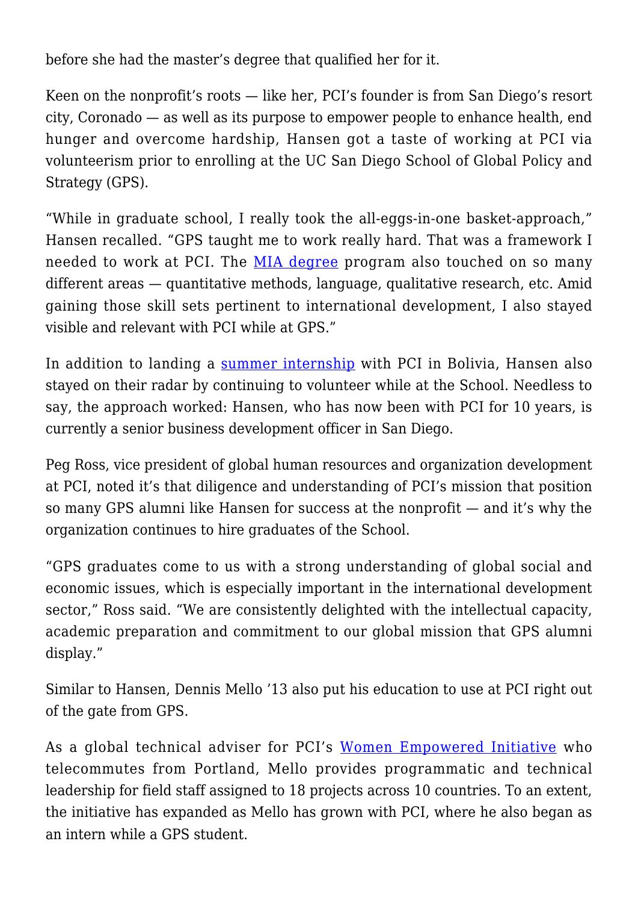before she had the master's degree that qualified her for it.

Keen on the nonprofit's roots — like her, PCI's founder is from San Diego's resort city, Coronado — as well as its purpose to empower people to enhance health, end hunger and overcome hardship, Hansen got a taste of working at PCI via volunteerism prior to enrolling at the UC San Diego School of Global Policy and Strategy (GPS).

"While in graduate school, I really took the all-eggs-in-one basket-approach," Hansen recalled. "GPS taught me to work really hard. That was a framework I needed to work at PCI. The MIA degree program also touched on so many different areas — quantitative methods, language, qualitative research, etc. Amid gaining those skill sets pertinent to international development, I also stayed visible and relevant with PCI while at GPS."

In addition to landing a summer internship with PCI in Bolivia, Hansen also stayed on their radar by continuing to volunteer while at the School. Needless to say, the approach worked: Hansen, who has now been with PCI for 10 years, is currently a senior business development officer in San Diego.

Peg Ross, vice president of global human resources and organization development at PCI, noted it's that diligence and understanding of PCI's mission that position so many GPS alumni like Hansen for success at the nonprofit — and it's why the organization continues to hire graduates of the School.

"GPS graduates come to us with a strong understanding of global social and economic issues, which is especially important in the international development sector," Ross said. "We are consistently delighted with the intellectual capacity, academic preparation and commitment to our global mission that GPS alumni display."

Similar to Hansen, Dennis Mello '13 also put his education to use at PCI right out of the gate from GPS.

As a global technical adviser for PCI's Women Empowered Initiative who telecommutes from Portland, Mello provides programmatic and technical leadership for field staff assigned to 18 projects across 10 countries. To an extent, the initiative has expanded as Mello has grown with PCI, where he also began as an intern while a GPS student.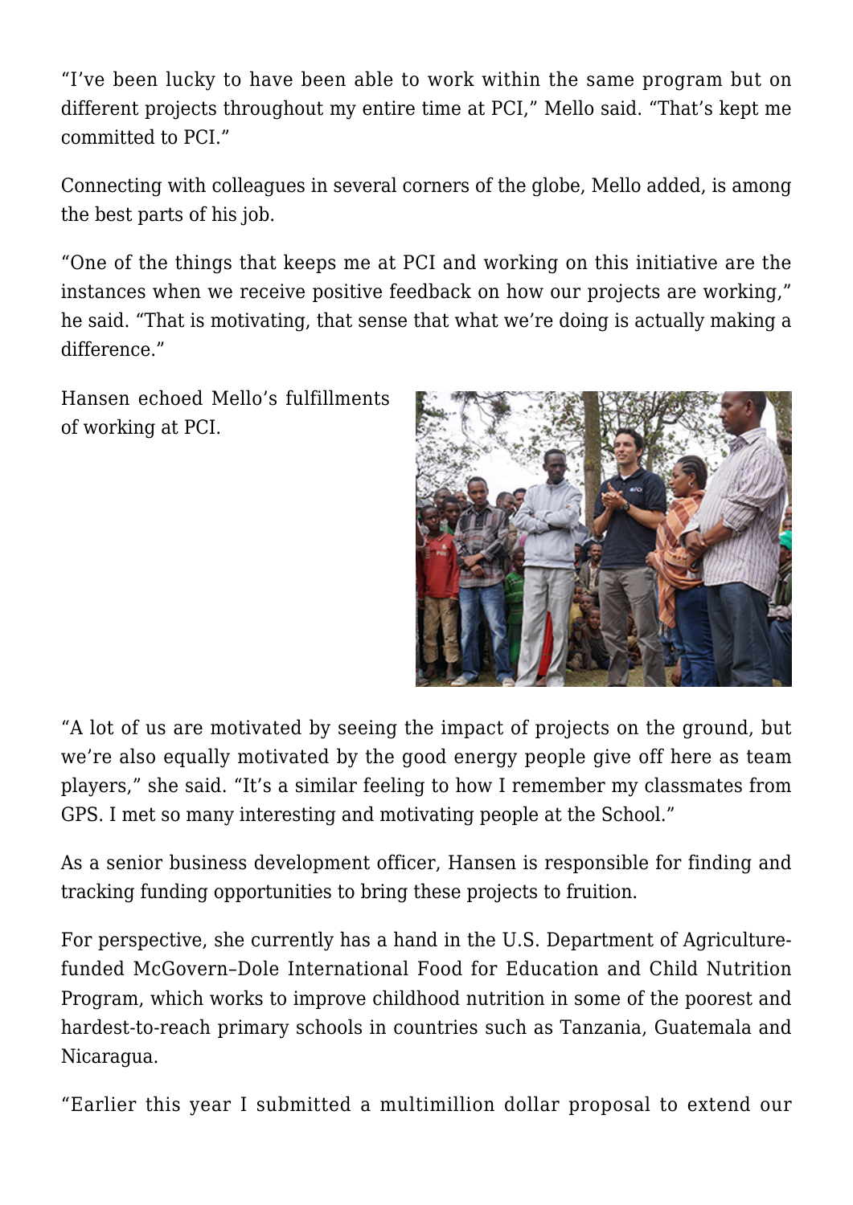"I've been lucky to have been able to work within the same program but on different projects throughout my entire time at PCI," Mello said. "That's kept me committed to PCI."

Connecting with colleagues in several corners of the globe, Mello added, is among the best parts of his job.

"One of the things that keeps me at PCI and working on this initiative are the instances when we receive positive feedback on how our projects are working," he said. "That is motivating, that sense that what we're doing is actually making a difference."

Hansen echoed Mello's fulfillments of working at PCI.

"A lot of us are motivated by seeing the impact of projects on the ground, but we're also equally motivated by the good energy people give off here as team players," she said. "It's a similar feeling to how I remember my classmates from GPS. I met so many interesting and motivating people at the School."

As a senior business development officer, Hansen is responsible for finding and tracking funding opportunities to bring these projects to fruition.

For perspective, she currently has a hand in the U.S. Department of Agriculture-funded McGovern–Dole International Food for Education and Child Nutrition Program, which works to improve childhood nutrition in some of the poorest and hardest-to-reach primary schools in countries such as Tanzania, Guatemala and Nicaragua.

"Earlier this year I submitted a multimillion dollar proposal to extend our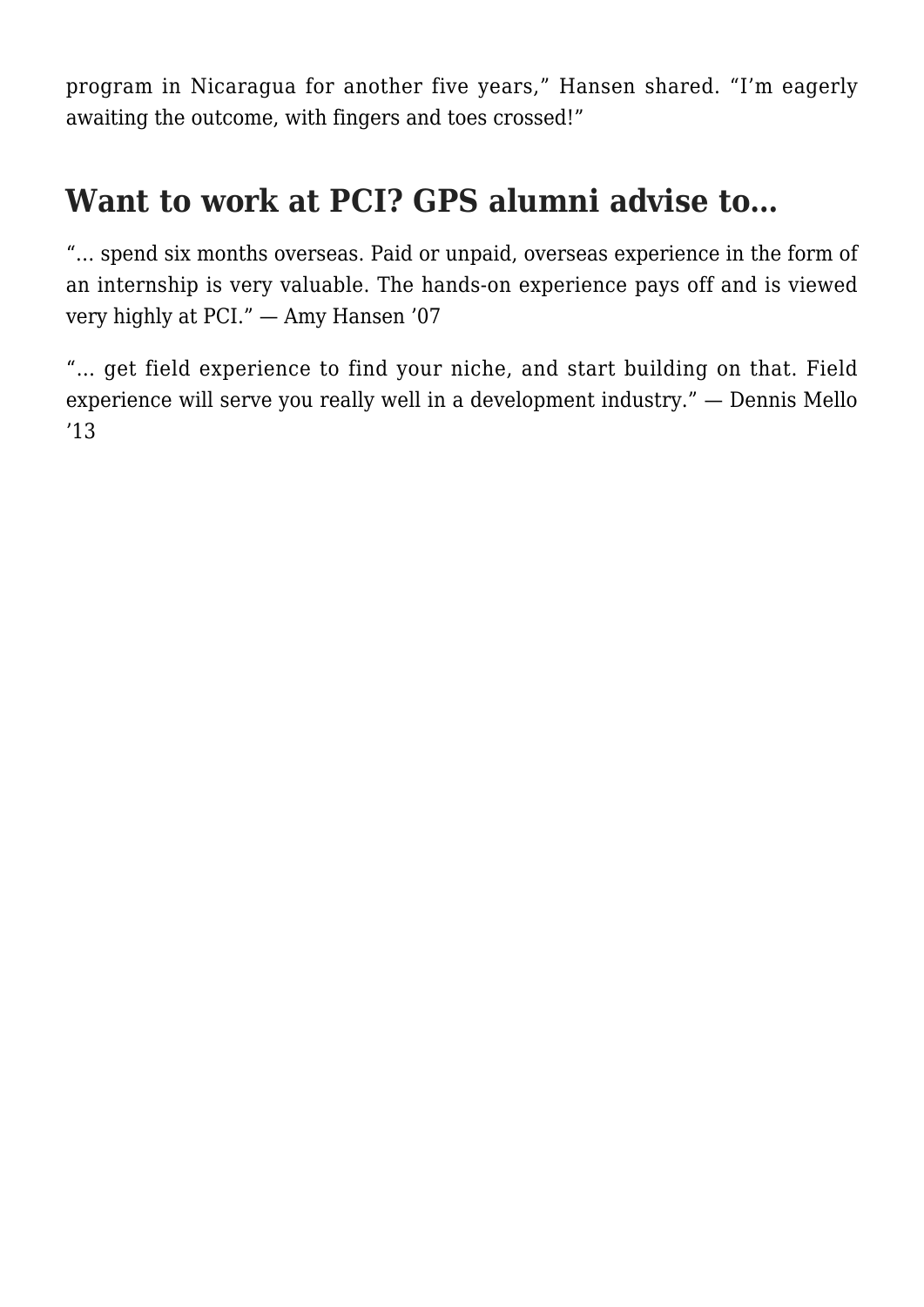program in Nicaragua for another five years," Hansen shared. "I'm eagerly awaiting the outcome, with fingers and toes crossed!"

## Want to work at PCI? GPS alumni advise to…

"… spend six months overseas. Paid or unpaid, overseas experience in the form of an internship is very valuable. The hands-on experience pays off and is viewed very highly at PCI." — Amy Hansen '07

"… get field experience to find your niche, and start building on that. Field experience will serve you really well in a development industry." — Dennis Mello '13